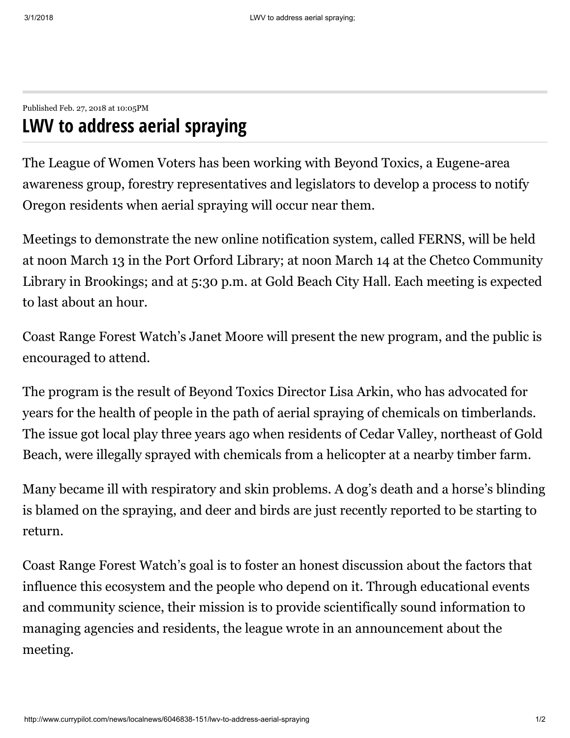Published Feb. 27, 2018 at 10:05PM

# LWV to address aerial spraying

The League of Women Voters has been working with Beyond Toxics, a Eugene-area awareness group, forestry representatives and legislators to develop a process to notify Oregon residents when aerial spraying will occur near them.

Meetings to demonstrate the new online notification system, called FERNS, will be held at noon March 13 in the Port Orford Library; at noon March 14 at the Chetco Community Library in Brookings; and at 5:30 p.m. at Gold Beach City Hall. Each meeting is expected to last about an hour.

Coast Range Forest Watch's Janet Moore will present the new program, and the public is encouraged to attend.

The program is the result of Beyond Toxics Director Lisa Arkin, who has advocated for years for the health of people in the path of aerial spraying of chemicals on timberlands. The issue got local play three years ago when residents of Cedar Valley, northeast of Gold Beach, were illegally sprayed with chemicals from a helicopter at a nearby timber farm.

Many became ill with respiratory and skin problems. A dog's death and a horse's blinding is blamed on the spraying, and deer and birds are just recently reported to be starting to return.

Coast Range Forest Watch's goal is to foster an honest discussion about the factors that influence this ecosystem and the people who depend on it. Through educational events and community science, their mission is to provide scientifically sound information to managing agencies and residents, the league wrote in an announcement about the meeting.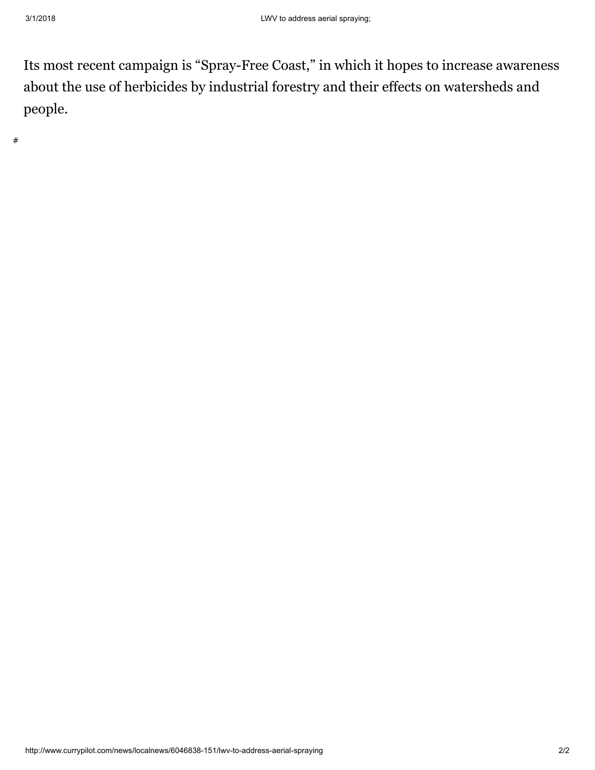Its most recent campaign is “Spray-Free Coast,” in which it hopes to increase awareness about the use of herbicides by industrial forestry and their effects on watersheds and people.

#